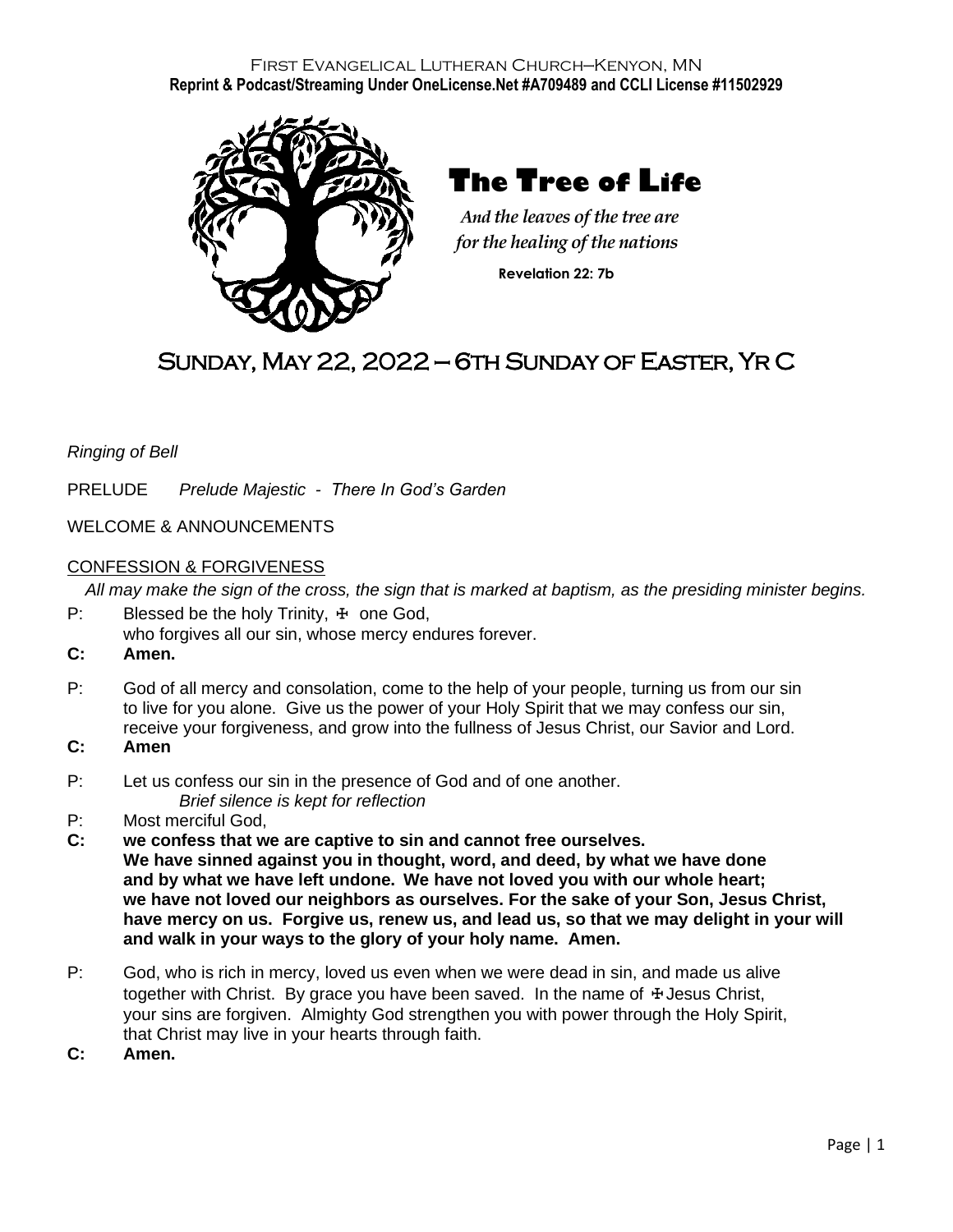First Evangelical Lutheran Church–Kenyon, MN
**Reprint & Podcast/Streaming Under OneLicense.Net #A709489 and CCLI License #11502929**

# The Tree of Life

*And the leaves of the tree are for the healing of the nations*

**Revelation 22: 7b**

## Sunday, May 22, 2022 – 6th Sunday of Easter, Yr C

*Ringing of Bell*

PRELUDE *Prelude Majestic - There In God's Garden*

WELCOME & ANNOUNCEMENTS

CONFESSION & FORGIVENESS

*All may make the sign of the cross, the sign that is marked at baptism, as the presiding minister begins.*

P: Blessed be the holy Trinity, ☩ one God, who forgives all our sin, whose mercy endures forever.

**C: Amen.**

P: God of all mercy and consolation, come to the help of your people, turning us from our sin to live for you alone. Give us the power of your Holy Spirit that we may confess our sin, receive your forgiveness, and grow into the fullness of Jesus Christ, our Savior and Lord.

**C: Amen**

P: Let us confess our sin in the presence of God and of one another.

*Brief silence is kept for reflection*

P: Most merciful God,

**C: we confess that we are captive to sin and cannot free ourselves. We have sinned against you in thought, word, and deed, by what we have done and by what we have left undone. We have not loved you with our whole heart; we have not loved our neighbors as ourselves. For the sake of your Son, Jesus Christ, have mercy on us. Forgive us, renew us, and lead us, so that we may delight in your will and walk in your ways to the glory of your holy name. Amen.**

P: God, who is rich in mercy, loved us even when we were dead in sin, and made us alive together with Christ. By grace you have been saved. In the name of ☩ Jesus Christ, your sins are forgiven. Almighty God strengthen you with power through the Holy Spirit, that Christ may live in your hearts through faith.

**C: Amen.**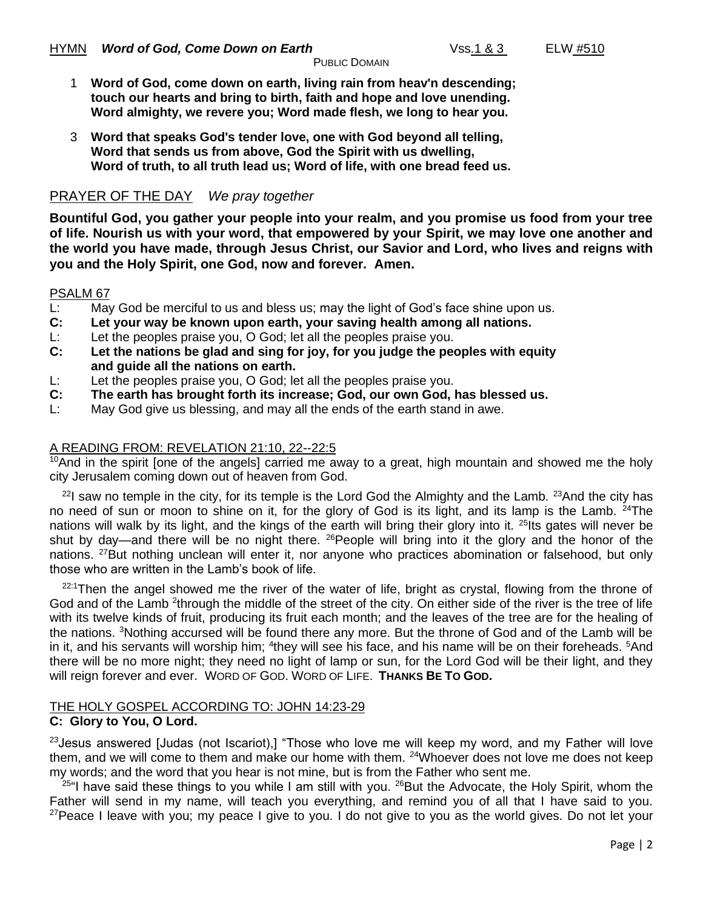HYMN ***Word of God, Come Down on Earth*** Vss.1 & 3 ELW #510

PUBLIC DOMAIN

1 **Word of God, come down on earth, living rain from heav'n descending; touch our hearts and bring to birth, faith and hope and love unending. Word almighty, we revere you; Word made flesh, we long to hear you.**

3 **Word that speaks God's tender love, one with God beyond all telling, Word that sends us from above, God the Spirit with us dwelling, Word of truth, to all truth lead us; Word of life, with one bread feed us.**

## PRAYER OF THE DAY *We pray together*

**Bountiful God, you gather your people into your realm, and you promise us food from your tree of life. Nourish us with your word, that empowered by your Spirit, we may love one another and the world you have made, through Jesus Christ, our Savior and Lord, who lives and reigns with you and the Holy Spirit, one God, now and forever. Amen.**

## PSALM 67

L: May God be merciful to us and bless us; may the light of God's face shine upon us.

**C: Let your way be known upon earth, your saving health among all nations.**

L: Let the peoples praise you, O God; let all the peoples praise you.

**C: Let the nations be glad and sing for joy, for you judge the peoples with equity and guide all the nations on earth.**

L: Let the peoples praise you, O God; let all the peoples praise you.

**C: The earth has brought forth its increase; God, our own God, has blessed us.**

L: May God give us blessing, and may all the ends of the earth stand in awe.

## A READING FROM: REVELATION 21:10, 22--22:5

[10]And in the spirit [one of the angels] carried me away to a great, high mountain and showed me the holy city Jerusalem coming down out of heaven from God.

[22]I saw no temple in the city, for its temple is the Lord God the Almighty and the Lamb. [23]And the city has no need of sun or moon to shine on it, for the glory of God is its light, and its lamp is the Lamb. [24]The nations will walk by its light, and the kings of the earth will bring their glory into it. [25]Its gates will never be shut by day—and there will be no night there. [26]People will bring into it the glory and the honor of the nations. [27]But nothing unclean will enter it, nor anyone who practices abomination or falsehood, but only those who are written in the Lamb's book of life.

[22:1]Then the angel showed me the river of the water of life, bright as crystal, flowing from the throne of God and of the Lamb [2]through the middle of the street of the city. On either side of the river is the tree of life with its twelve kinds of fruit, producing its fruit each month; and the leaves of the tree are for the healing of the nations. [3]Nothing accursed will be found there any more. But the throne of God and of the Lamb will be in it, and his servants will worship him; [4]they will see his face, and his name will be on their foreheads. [5]And there will be no more night; they need no light of lamp or sun, for the Lord God will be their light, and they will reign forever and ever. WORD OF GOD. WORD OF LIFE. **THANKS BE TO GOD.**

## THE HOLY GOSPEL ACCORDING TO: JOHN 14:23-29

**C: Glory to You, O Lord.**

[23]Jesus answered [Judas (not Iscariot),] "Those who love me will keep my word, and my Father will love them, and we will come to them and make our home with them. [24]Whoever does not love me does not keep my words; and the word that you hear is not mine, but is from the Father who sent me.

[25]"I have said these things to you while I am still with you. [26]But the Advocate, the Holy Spirit, whom the Father will send in my name, will teach you everything, and remind you of all that I have said to you. [27]Peace I leave with you; my peace I give to you. I do not give to you as the world gives. Do not let your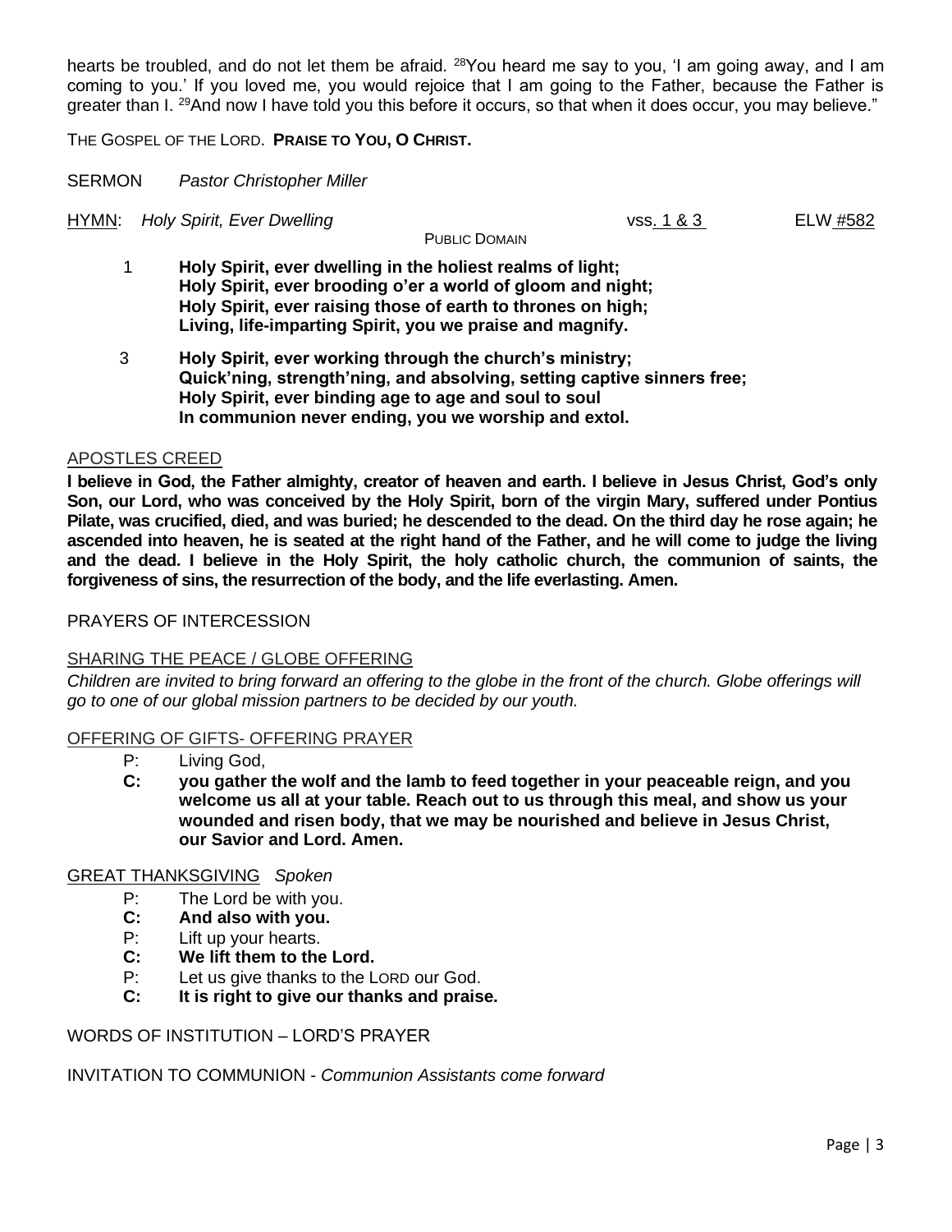hearts be troubled, and do not let them be afraid. [28]You heard me say to you, 'I am going away, and I am coming to you.' If you loved me, you would rejoice that I am going to the Father, because the Father is greater than I. [29]And now I have told you this before it occurs, so that when it does occur, you may believe."

THE GOSPEL OF THE LORD. **PRAISE TO YOU, O CHRIST.**

SERMON *Pastor Christopher Miller*

HYMN: *Holy Spirit, Ever Dwelling* vss. 1 & 3 ELW #582

PUBLIC DOMAIN

1 **Holy Spirit, ever dwelling in the holiest realms of light;**
**Holy Spirit, ever brooding o'er a world of gloom and night;**
**Holy Spirit, ever raising those of earth to thrones on high;**
**Living, life-imparting Spirit, you we praise and magnify.**

3 **Holy Spirit, ever working through the church's ministry;**
**Quick'ning, strength'ning, and absolving, setting captive sinners free;**
**Holy Spirit, ever binding age to age and soul to soul**
**In communion never ending, you we worship and extol.**

APOSTLES CREED

**I believe in God, the Father almighty, creator of heaven and earth. I believe in Jesus Christ, God's only Son, our Lord, who was conceived by the Holy Spirit, born of the virgin Mary, suffered under Pontius Pilate, was crucified, died, and was buried; he descended to the dead. On the third day he rose again; he ascended into heaven, he is seated at the right hand of the Father, and he will come to judge the living and the dead. I believe in the Holy Spirit, the holy catholic church, the communion of saints, the forgiveness of sins, the resurrection of the body, and the life everlasting. Amen.**

PRAYERS OF INTERCESSION

SHARING THE PEACE / GLOBE OFFERING

*Children are invited to bring forward an offering to the globe in the front of the church. Globe offerings will go to one of our global mission partners to be decided by our youth.*

OFFERING OF GIFTS- OFFERING PRAYER

P: Living God,

**C: you gather the wolf and the lamb to feed together in your peaceable reign, and you welcome us all at your table. Reach out to us through this meal, and show us your wounded and risen body, that we may be nourished and believe in Jesus Christ, our Savior and Lord. Amen.**

GREAT THANKSGIVING *Spoken*

P: The Lord be with you.
**C: And also with you.**
P: Lift up your hearts.
**C: We lift them to the Lord.**
P: Let us give thanks to the LORD our God.
**C: It is right to give our thanks and praise.**

WORDS OF INSTITUTION – LORD'S PRAYER

INVITATION TO COMMUNION - *Communion Assistants come forward*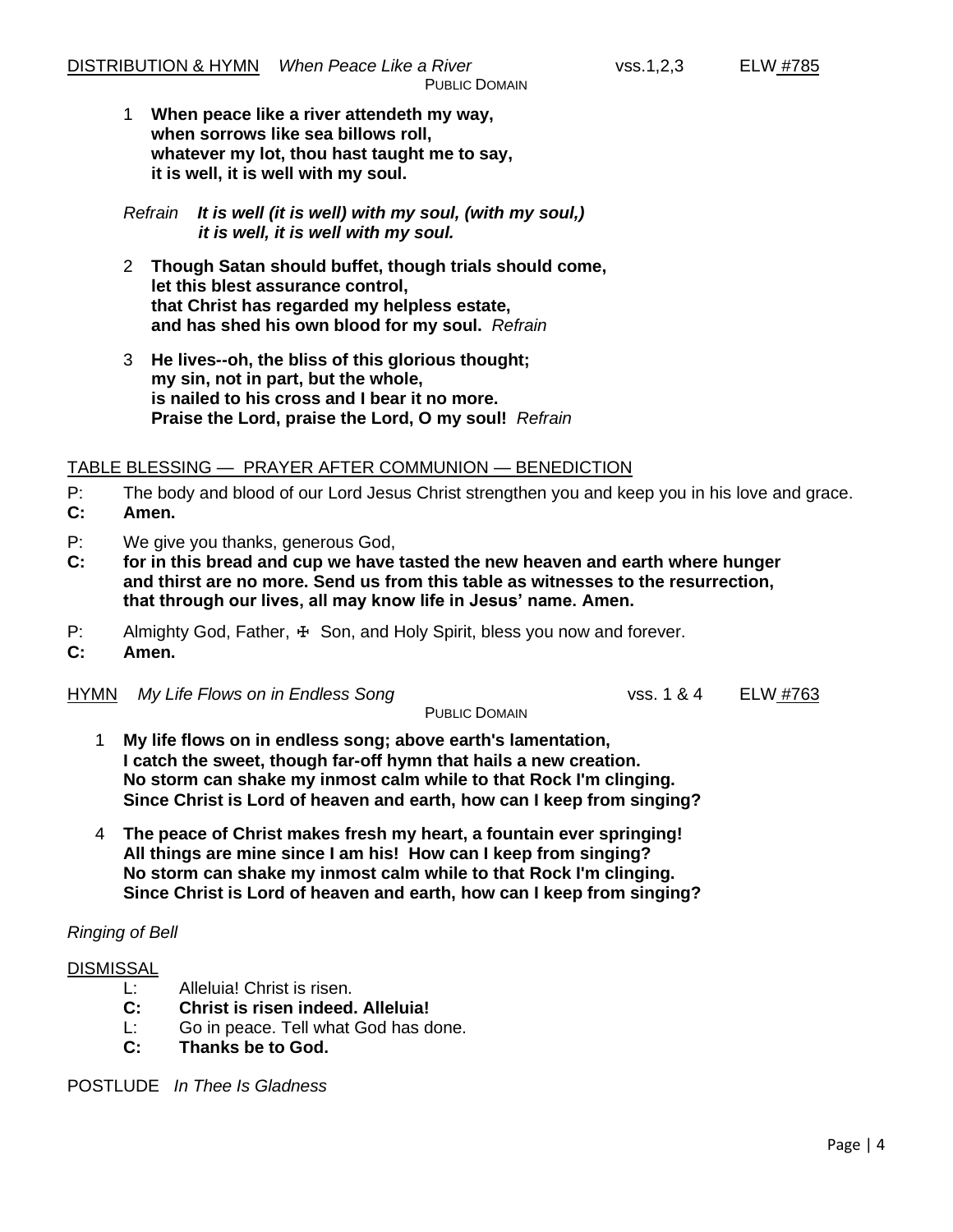DISTRIBUTION & HYMN *When Peace Like a River* vss.1,2,3 ELW #785

PUBLIC DOMAIN

1 **When peace like a river attendeth my way,
when sorrows like sea billows roll,
whatever my lot, thou hast taught me to say,
it is well, it is well with my soul.**

*Refrain* ***It is well (it is well) with my soul, (with my soul,)
it is well, it is well with my soul.***

2 **Though Satan should buffet, though trials should come,
let this blest assurance control,
that Christ has regarded my helpless estate,
and has shed his own blood for my soul.** *Refrain*

3 **He lives--oh, the bliss of this glorious thought;
my sin, not in part, but the whole,
is nailed to his cross and I bear it no more.
Praise the Lord, praise the Lord, O my soul!** *Refrain*

TABLE BLESSING — PRAYER AFTER COMMUNION — BENEDICTION

P: The body and blood of our Lord Jesus Christ strengthen you and keep you in his love and grace.
**C: Amen.**

P: We give you thanks, generous God,
**C: for in this bread and cup we have tasted the new heaven and earth where hunger and thirst are no more. Send us from this table as witnesses to the resurrection, that through our lives, all may know life in Jesus' name. Amen.**

P: Almighty God, Father, ☩ Son, and Holy Spirit, bless you now and forever.
**C: Amen.**

HYMN *My Life Flows on in Endless Song* vss. 1 & 4 ELW #763

PUBLIC DOMAIN

1 **My life flows on in endless song; above earth's lamentation,
I catch the sweet, though far-off hymn that hails a new creation.
No storm can shake my inmost calm while to that Rock I'm clinging.
Since Christ is Lord of heaven and earth, how can I keep from singing?**

4 **The peace of Christ makes fresh my heart, a fountain ever springing!
All things are mine since I am his! How can I keep from singing?
No storm can shake my inmost calm while to that Rock I'm clinging.
Since Christ is Lord of heaven and earth, how can I keep from singing?**

*Ringing of Bell*

DISMISSAL

L: Alleluia! Christ is risen.
**C: Christ is risen indeed. Alleluia!**
L: Go in peace. Tell what God has done.
**C: Thanks be to God.**

POSTLUDE *In Thee Is Gladness*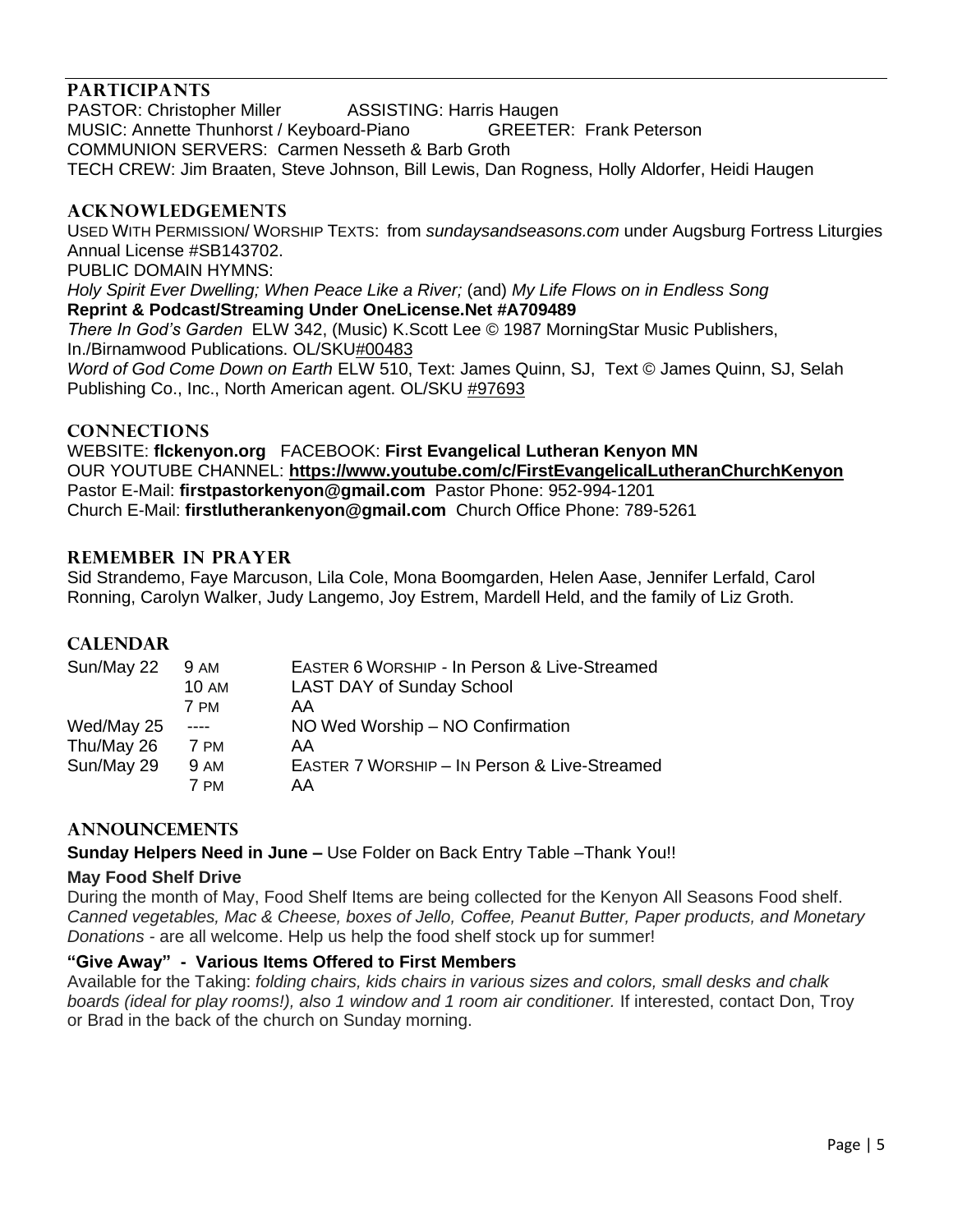## PARTICIPANTS

PASTOR: Christopher Miller ASSISTING: Harris Haugen
MUSIC: Annette Thunhorst / Keyboard-Piano GREETER: Frank Peterson
COMMUNION SERVERS: Carmen Nesseth & Barb Groth
TECH CREW: Jim Braaten, Steve Johnson, Bill Lewis, Dan Rogness, Holly Aldorfer, Heidi Haugen

## ACKNOWLEDGEMENTS

USED WITH PERMISSION/ WORSHIP TEXTS: from *sundaysandseasons.com* under Augsburg Fortress Liturgies Annual License #SB143702.
PUBLIC DOMAIN HYMNS:
*Holy Spirit Ever Dwelling; When Peace Like a River;* (and) *My Life Flows on in Endless Song*
**Reprint & Podcast/Streaming Under OneLicense.Net #A709489**
*There In God's Garden* ELW 342, (Music) K.Scott Lee © 1987 MorningStar Music Publishers, In./Birnamwood Publications. OL/SKU#00483
*Word of God Come Down on Earth* ELW 510, Text: James Quinn, SJ, Text © James Quinn, SJ, Selah Publishing Co., Inc., North American agent. OL/SKU #97693

## CONNECTIONS

WEBSITE: **flckenyon.org** FACEBOOK: **First Evangelical Lutheran Kenyon MN**
OUR YOUTUBE CHANNEL: **https://www.youtube.com/c/FirstEvangelicalLutheranChurchKenyon**
Pastor E-Mail: **firstpastorkenyon@gmail.com** Pastor Phone: 952-994-1201
Church E-Mail: **firstlutherankenyon@gmail.com** Church Office Phone: 789-5261

## REMEMBER IN PRAYER

Sid Strandemo, Faye Marcuson, Lila Cole, Mona Boomgarden, Helen Aase, Jennifer Lerfald, Carol Ronning, Carolyn Walker, Judy Langemo, Joy Estrem, Mardell Held, and the family of Liz Groth.

## CALENDAR

| | | |
|---|---|---|
| Sun/May 22 | 9 AM | EASTER 6 WORSHIP - In Person & Live-Streamed |
| | 10 AM | LAST DAY of Sunday School |
| | 7 PM | AA |
| Wed/May 25 | ---- | NO Wed Worship – NO Confirmation |
| Thu/May 26 | 7 PM | AA |
| Sun/May 29 | 9 AM | EASTER 7 WORSHIP – IN Person & Live-Streamed |
| | 7 PM | AA |

## ANNOUNCEMENTS

**Sunday Helpers Need in June –** Use Folder on Back Entry Table –Thank You!!

**May Food Shelf Drive**

During the month of May, Food Shelf Items are being collected for the Kenyon All Seasons Food shelf. *Canned vegetables, Mac & Cheese, boxes of Jello, Coffee, Peanut Butter, Paper products, and Monetary Donations* - are all welcome. Help us help the food shelf stock up for summer!

**"Give Away" - Various Items Offered to First Members**

Available for the Taking: *folding chairs, kids chairs in various sizes and colors, small desks and chalk boards (ideal for play rooms!), also 1 window and 1 room air conditioner.* If interested, contact Don, Troy or Brad in the back of the church on Sunday morning.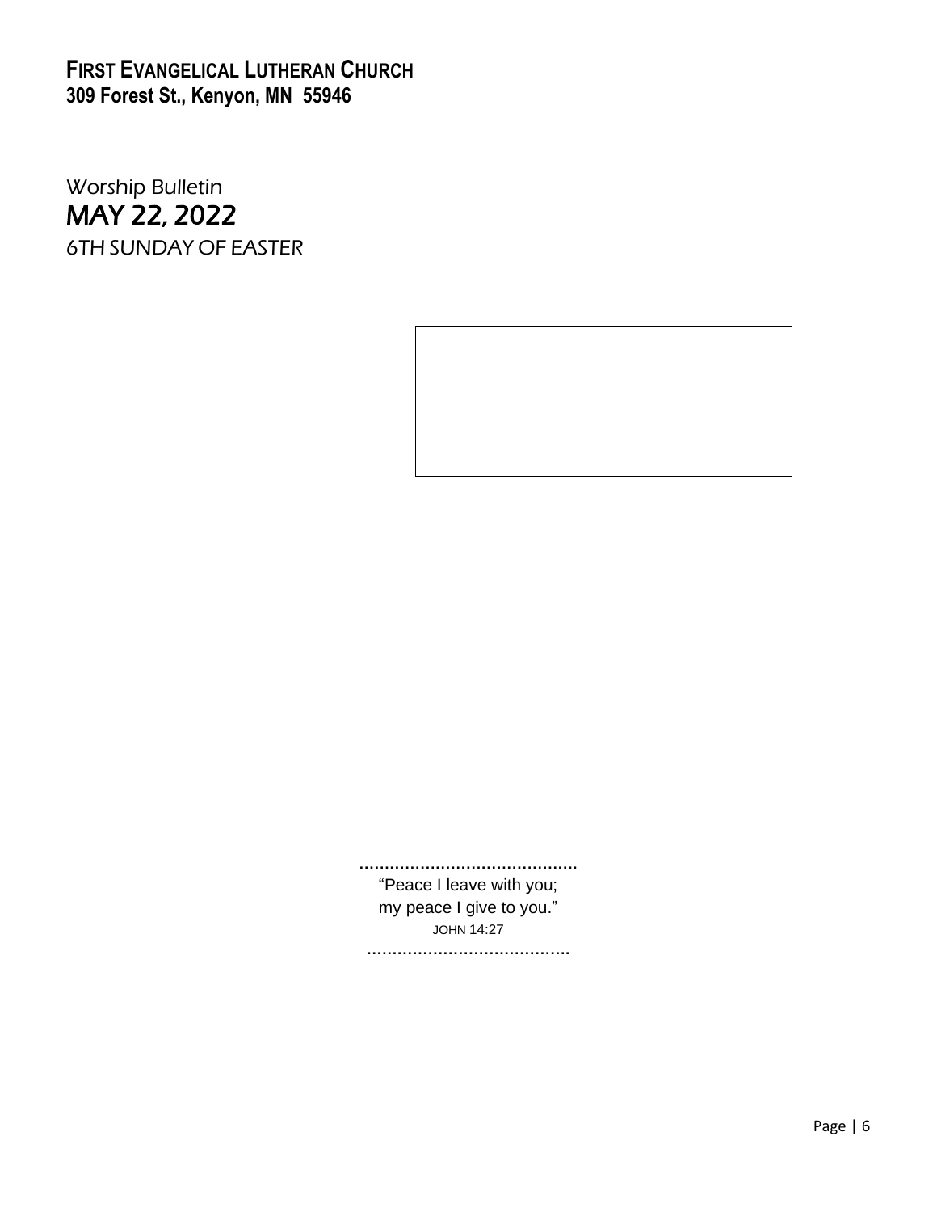**FIRST EVANGELICAL LUTHERAN CHURCH**
**309 Forest St., Kenyon, MN 55946**

Worship Bulletin

# MAY 22, 2022

6TH SUNDAY OF EASTER

..........................................

"Peace I leave with you;
my peace I give to you."

JOHN 14:27

........................................